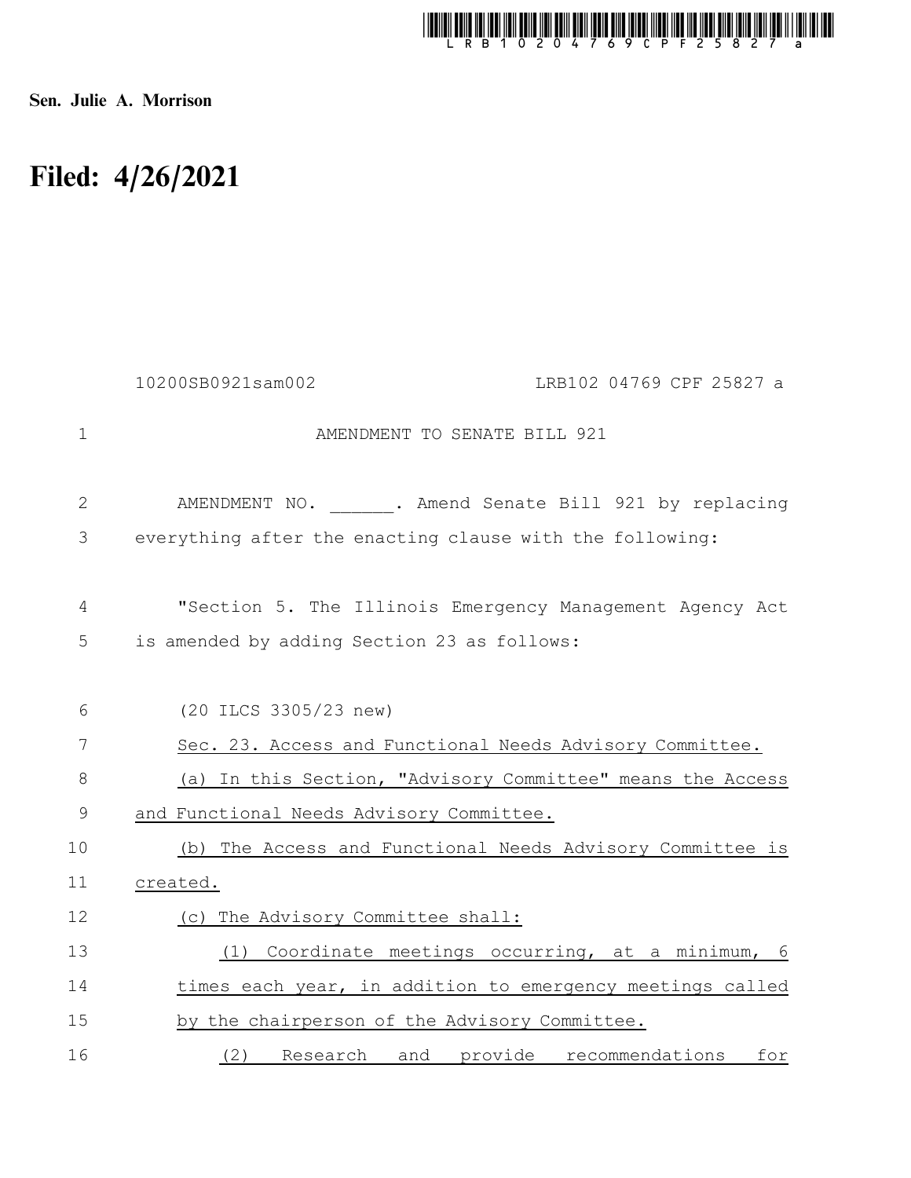Sen. Julie A. Morrison

# Filed: 4/26/2021

10200SB0921sam002 LRB102 04769 CPF 25827 a

AMENDMENT TO SENATE BILL 921

AMENDMENT NO. ______. Amend Senate Bill 921 by replacing everything after the enacting clause with the following:

"Section 5. The Illinois Emergency Management Agency Act is amended by adding Section 23 as follows:

(20 ILCS 3305/23 new)

Sec. 23. Access and Functional Needs Advisory Committee.

(a) In this Section, "Advisory Committee" means the Access and Functional Needs Advisory Committee.

(b) The Access and Functional Needs Advisory Committee is created.

(c) The Advisory Committee shall:

(1) Coordinate meetings occurring, at a minimum, 6 times each year, in addition to emergency meetings called by the chairperson of the Advisory Committee.

(2) Research and provide recommendations for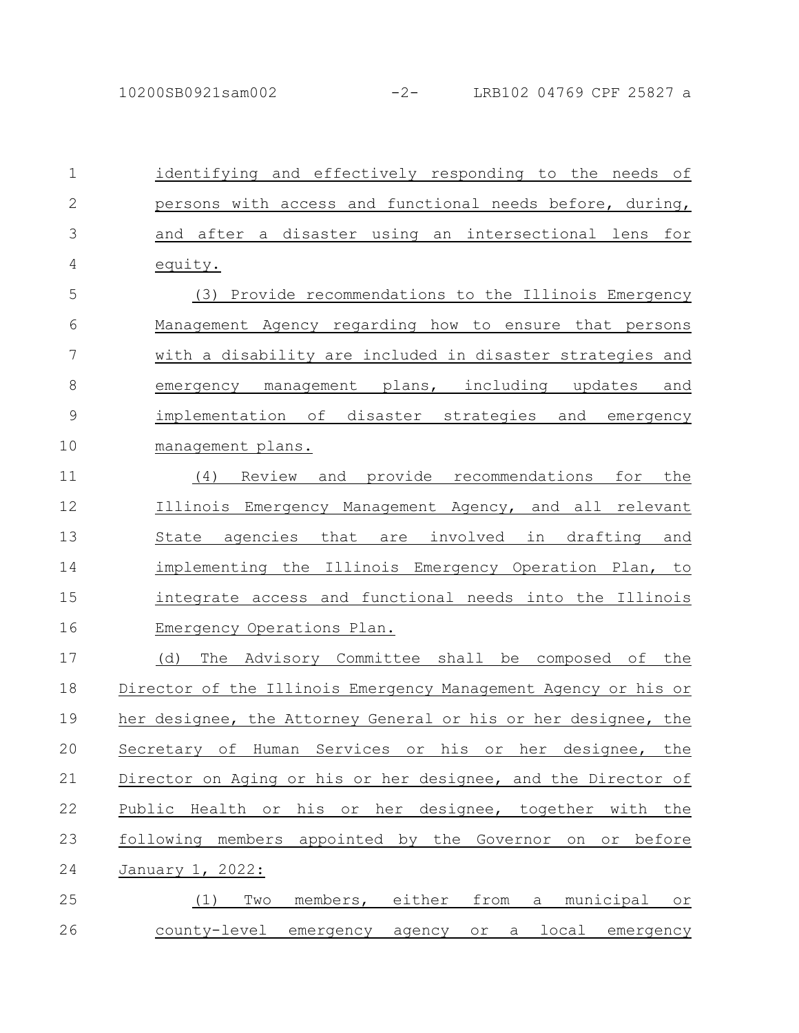identifying and effectively responding to the needs of persons with access and functional needs before, during, and after a disaster using an intersectional lens for equity.

(3) Provide recommendations to the Illinois Emergency Management Agency regarding how to ensure that persons with a disability are included in disaster strategies and emergency management plans, including updates and implementation of disaster strategies and emergency management plans.

(4) Review and provide recommendations for the Illinois Emergency Management Agency, and all relevant State agencies that are involved in drafting and implementing the Illinois Emergency Operation Plan, to integrate access and functional needs into the Illinois Emergency Operations Plan.

(d) The Advisory Committee shall be composed of the Director of the Illinois Emergency Management Agency or his or her designee, the Attorney General or his or her designee, the Secretary of Human Services or his or her designee, the Director on Aging or his or her designee, and the Director of Public Health or his or her designee, together with the following members appointed by the Governor on or before January 1, 2022:

(1) Two members, either from a municipal or county-level emergency agency or a local emergency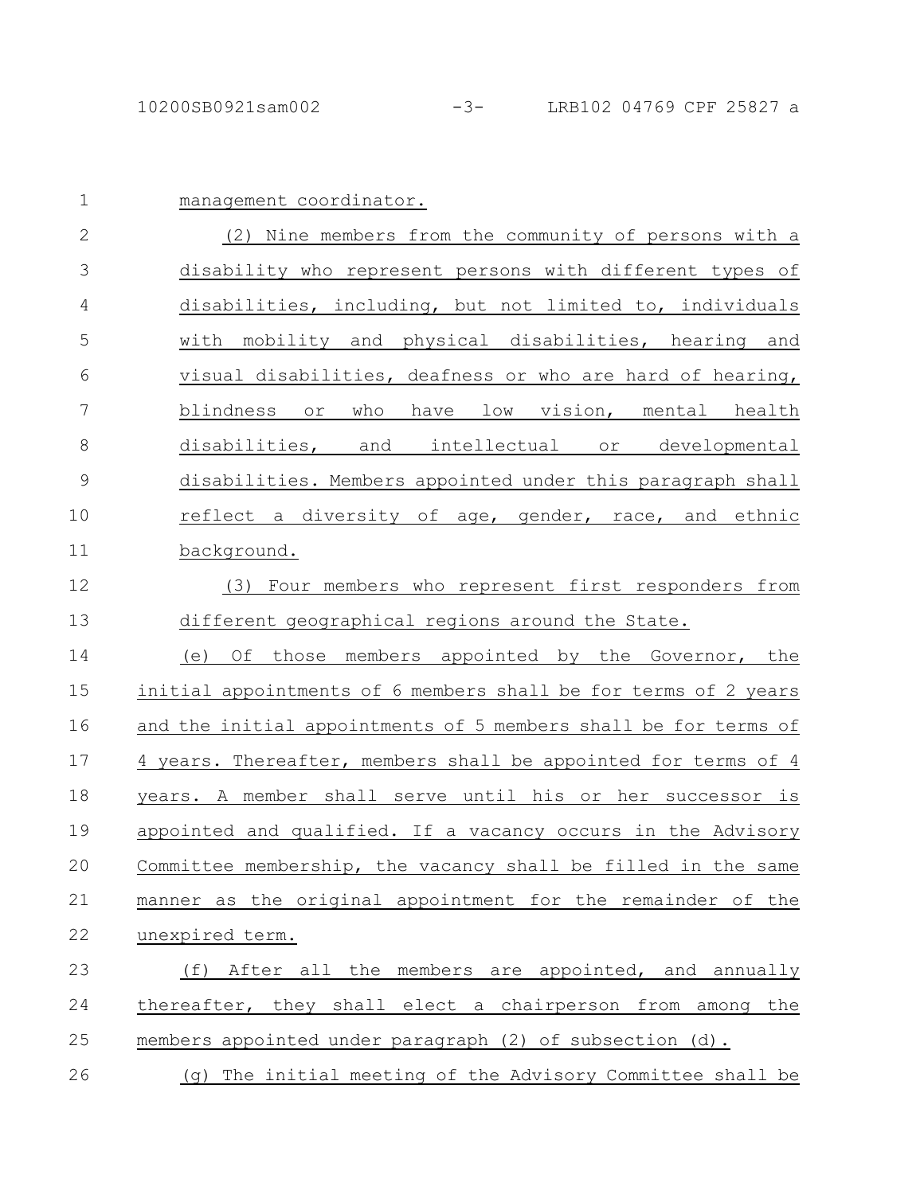management coordinator.

(2) Nine members from the community of persons with a disability who represent persons with different types of disabilities, including, but not limited to, individuals with mobility and physical disabilities, hearing and visual disabilities, deafness or who are hard of hearing, blindness or who have low vision, mental health disabilities, and intellectual or developmental disabilities. Members appointed under this paragraph shall reflect a diversity of age, gender, race, and ethnic background.

(3) Four members who represent first responders from different geographical regions around the State.

(e) Of those members appointed by the Governor, the initial appointments of 6 members shall be for terms of 2 years and the initial appointments of 5 members shall be for terms of 4 years. Thereafter, members shall be appointed for terms of 4 years. A member shall serve until his or her successor is appointed and qualified. If a vacancy occurs in the Advisory Committee membership, the vacancy shall be filled in the same manner as the original appointment for the remainder of the unexpired term.

(f) After all the members are appointed, and annually thereafter, they shall elect a chairperson from among the members appointed under paragraph (2) of subsection (d).

(g) The initial meeting of the Advisory Committee shall be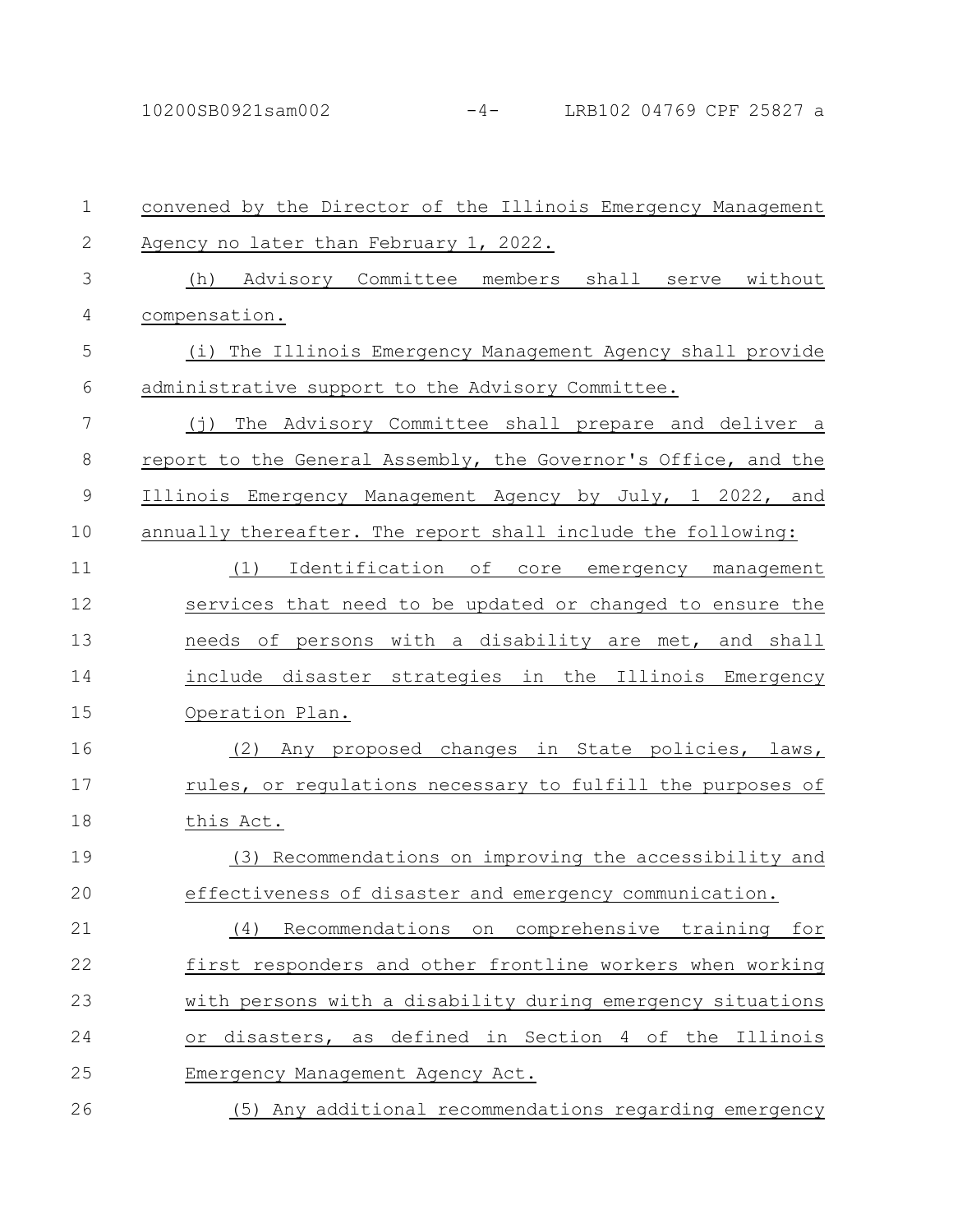convened by the Director of the Illinois Emergency Management Agency no later than February 1, 2022.

(h) Advisory Committee members shall serve without compensation.

(i) The Illinois Emergency Management Agency shall provide administrative support to the Advisory Committee.

(j) The Advisory Committee shall prepare and deliver a report to the General Assembly, the Governor's Office, and the Illinois Emergency Management Agency by July, 1 2022, and annually thereafter. The report shall include the following:

(1) Identification of core emergency management services that need to be updated or changed to ensure the needs of persons with a disability are met, and shall include disaster strategies in the Illinois Emergency Operation Plan.

(2) Any proposed changes in State policies, laws, rules, or regulations necessary to fulfill the purposes of this Act.

(3) Recommendations on improving the accessibility and effectiveness of disaster and emergency communication.

(4) Recommendations on comprehensive training for first responders and other frontline workers when working with persons with a disability during emergency situations or disasters, as defined in Section 4 of the Illinois Emergency Management Agency Act.

(5) Any additional recommendations regarding emergency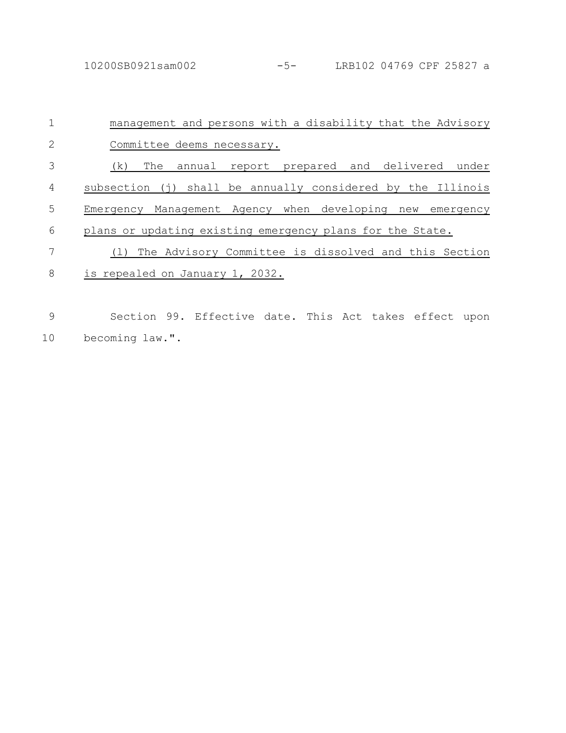management and persons with a disability that the Advisory Committee deems necessary.

(k) The annual report prepared and delivered under subsection (j) shall be annually considered by the Illinois Emergency Management Agency when developing new emergency plans or updating existing emergency plans for the State.

(l) The Advisory Committee is dissolved and this Section is repealed on January 1, 2032.

Section 99. Effective date. This Act takes effect upon becoming law.".